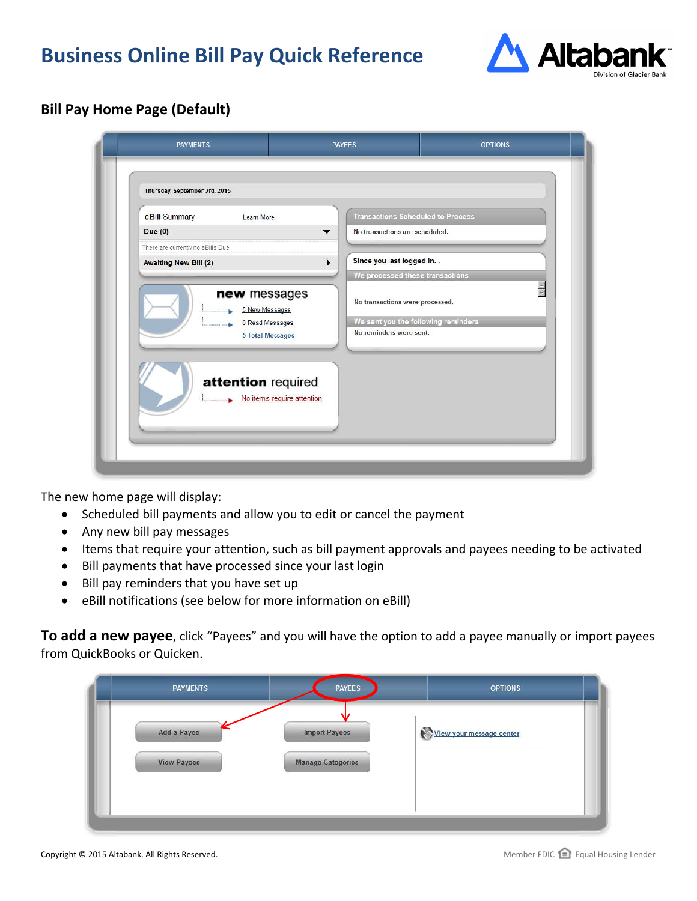# Business Online Bill Pay Quick Reference

## Bill Pay Home Page (Default)

The new home page will display:

- Scheduled bill payments and allow you to edit or cancel the payment
- Any new bill pay messages
- Items that require your attention, such as bill payment approvals and payees needing to be activated
- Bill payments that have processed since your last login
- Bill pay reminders that you have set up
- eBill notifications (see below for more information on eBill)

**To add a new payee**, click “Payees” and you will have the option to add a payee manually or import payees from QuickBooks or Quicken.

Copyright © 2015 Altabank. All Rights Reserved.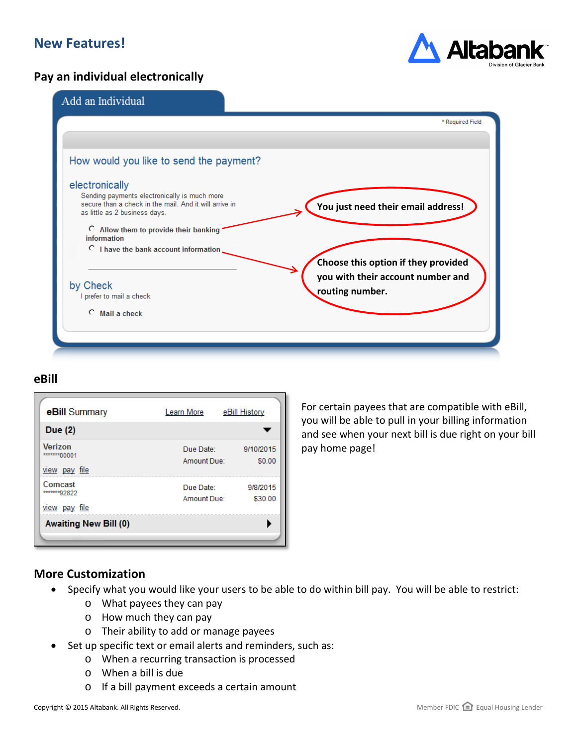## New Features!

### Pay an individual electronically

**Add an Individual**

* Required Field

How would you like to send the payment?

**electronically**

Sending payments electronically is much more secure than a check in the mail. And it will arrive in as little as 2 business days.

- Allow them to provide their banking information
- I have the bank account information

**by Check**

I prefer to mail a check

- Mail a check

**You just need their email address!**

**Choose this option if they provided you with their account number and routing number.**

### eBill

**eBill Summary** | Learn More | eBill History

**Due (2)**

| Payee | | |
|---|---|---|
| Verizon *******00001 (view pay file) | Due Date: | 9/10/2015 |
| | Amount Due: | $0.00 |
| Comcast *******92822 (view pay file) | Due Date: | 9/8/2015 |
| | Amount Due: | $30.00 |

**Awaiting New Bill (0)**

For certain payees that are compatible with eBill, you will be able to pull in your billing information and see when your next bill is due right on your bill pay home page!

### More Customization

- Specify what you would like your users to be able to do within bill pay. You will be able to restrict:
  - What payees they can pay
  - How much they can pay
  - Their ability to add or manage payees
- Set up specific text or email alerts and reminders, such as:
  - When a recurring transaction is processed
  - When a bill is due
  - If a bill payment exceeds a certain amount

Copyright © 2015 Altabank. All Rights Reserved.

Member FDIC Equal Housing Lender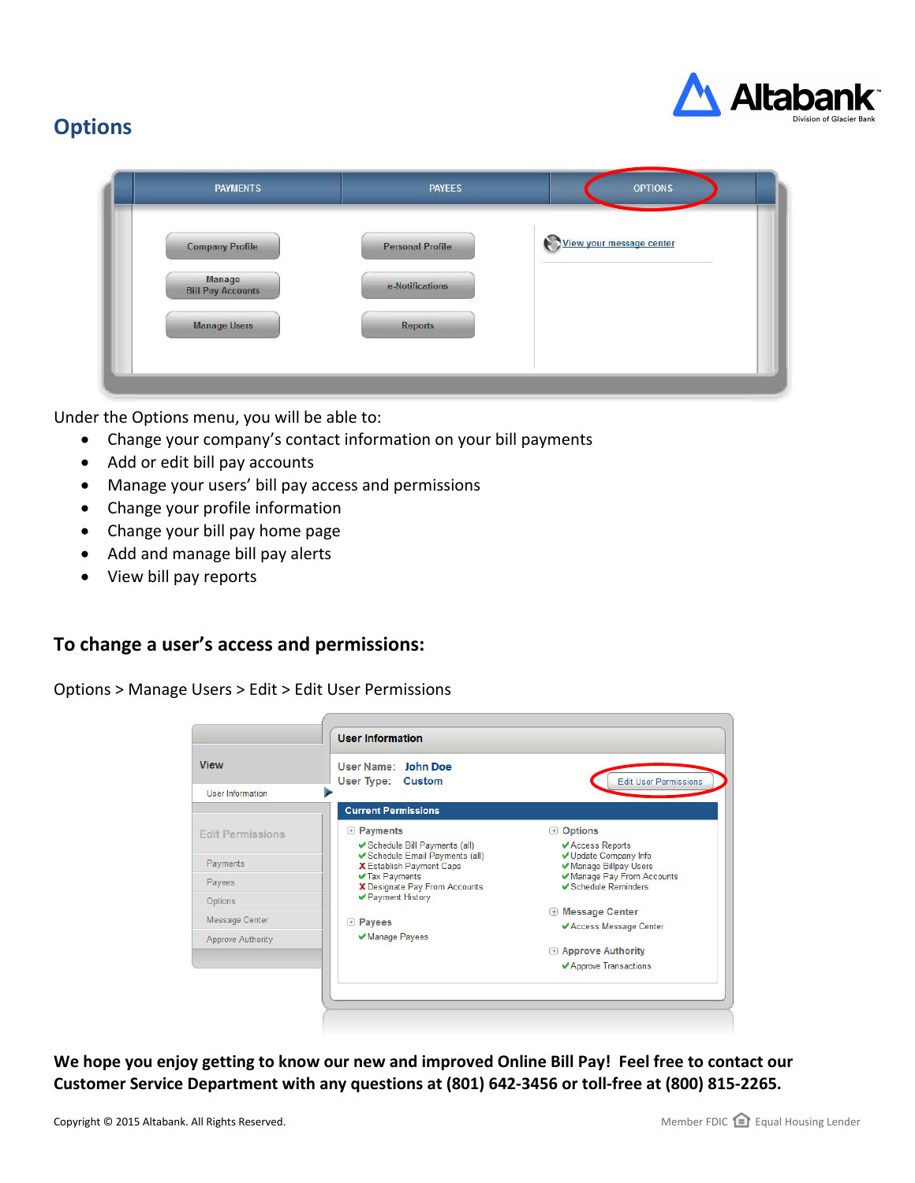## Options

Under the Options menu, you will be able to:

- Change your company's contact information on your bill payments
- Add or edit bill pay accounts
- Manage your users' bill pay access and permissions
- Change your profile information
- Change your bill pay home page
- Add and manage bill pay alerts
- View bill pay reports

### To change a user's access and permissions:

Options > Manage Users > Edit > Edit User Permissions

**We hope you enjoy getting to know our new and improved Online Bill Pay! Feel free to contact our Customer Service Department with any questions at (801) 642-3456 or toll-free at (800) 815-2265.**

Copyright © 2015 Altabank. All Rights Reserved.

Member FDIC Equal Housing Lender